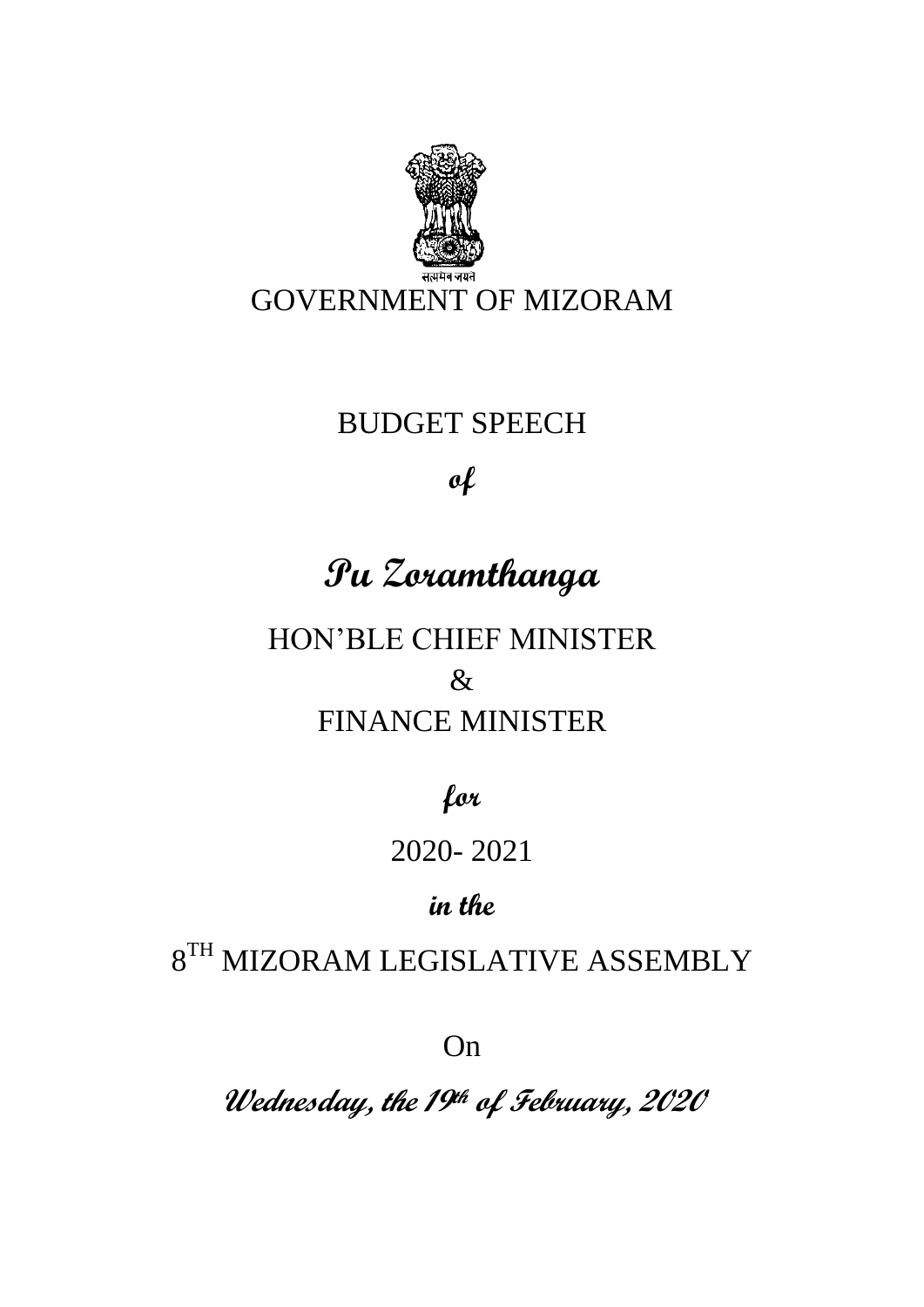सत्यमेव जयते

GOVERNMENT OF MIZORAM

BUDGET SPEECH

*of*

# *Pu Zoramthanga*

HON'BLE CHIEF MINISTER

&

FINANCE MINISTER

*for*

2020- 2021

*in the*

8TH MIZORAM LEGISLATIVE ASSEMBLY

On

*Wednesday, the 19th of February, 2020*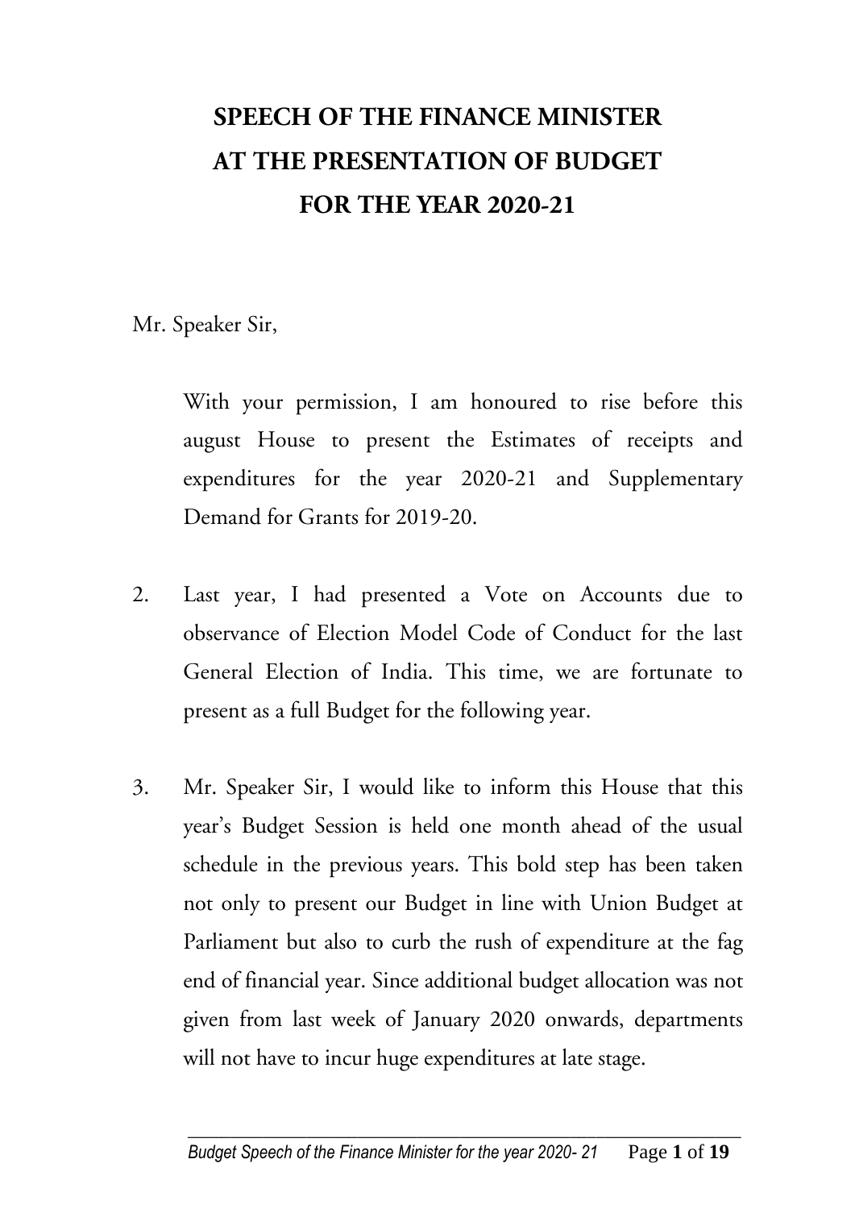# SPEECH OF THE FINANCE MINISTER AT THE PRESENTATION OF BUDGET FOR THE YEAR 2020-21

Mr. Speaker Sir,

With your permission, I am honoured to rise before this august House to present the Estimates of receipts and expenditures for the year 2020-21 and Supplementary Demand for Grants for 2019-20.

2. Last year, I had presented a Vote on Accounts due to observance of Election Model Code of Conduct for the last General Election of India. This time, we are fortunate to present as a full Budget for the following year.

3. Mr. Speaker Sir, I would like to inform this House that this year's Budget Session is held one month ahead of the usual schedule in the previous years. This bold step has been taken not only to present our Budget in line with Union Budget at Parliament but also to curb the rush of expenditure at the fag end of financial year. Since additional budget allocation was not given from last week of January 2020 onwards, departments will not have to incur huge expenditures at late stage.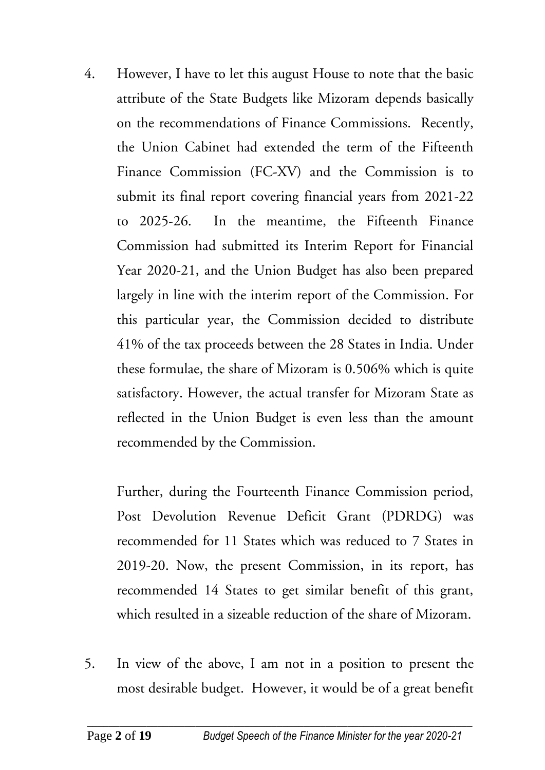4. However, I have to let this august House to note that the basic attribute of the State Budgets like Mizoram depends basically on the recommendations of Finance Commissions. Recently, the Union Cabinet had extended the term of the Fifteenth Finance Commission (FC-XV) and the Commission is to submit its final report covering financial years from 2021-22 to 2025-26. In the meantime, the Fifteenth Finance Commission had submitted its Interim Report for Financial Year 2020-21, and the Union Budget has also been prepared largely in line with the interim report of the Commission. For this particular year, the Commission decided to distribute 41% of the tax proceeds between the 28 States in India. Under these formulae, the share of Mizoram is 0.506% which is quite satisfactory. However, the actual transfer for Mizoram State as reflected in the Union Budget is even less than the amount recommended by the Commission.

   Further, during the Fourteenth Finance Commission period, Post Devolution Revenue Deficit Grant (PDRDG) was recommended for 11 States which was reduced to 7 States in 2019-20. Now, the present Commission, in its report, has recommended 14 States to get similar benefit of this grant, which resulted in a sizeable reduction of the share of Mizoram.

5. In view of the above, I am not in a position to present the most desirable budget. However, it would be of a great benefit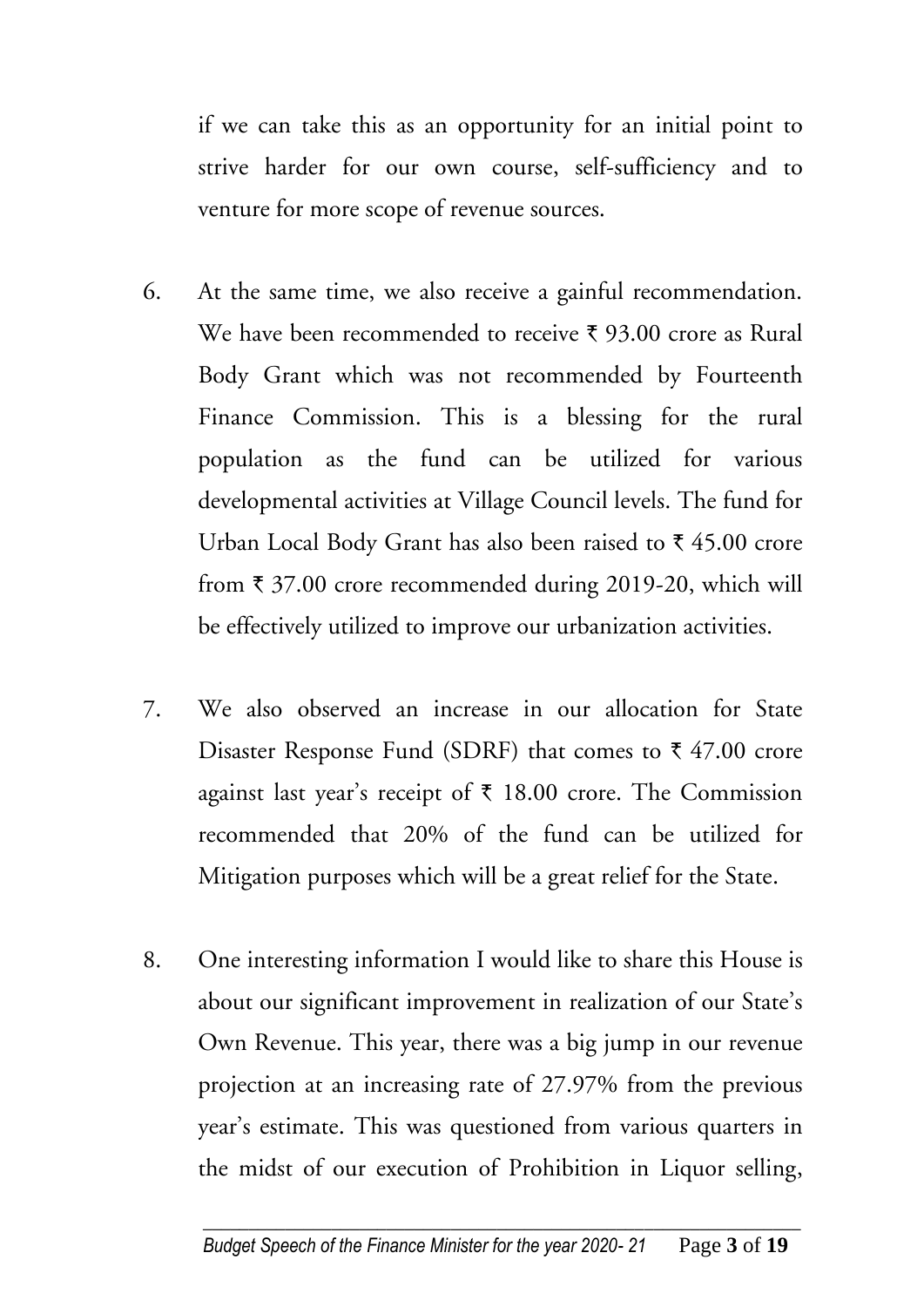if we can take this as an opportunity for an initial point to strive harder for our own course, self-sufficiency and to venture for more scope of revenue sources.

6. At the same time, we also receive a gainful recommendation. We have been recommended to receive ₹ 93.00 crore as Rural Body Grant which was not recommended by Fourteenth Finance Commission. This is a blessing for the rural population as the fund can be utilized for various developmental activities at Village Council levels. The fund for Urban Local Body Grant has also been raised to ₹ 45.00 crore from ₹ 37.00 crore recommended during 2019-20, which will be effectively utilized to improve our urbanization activities.

7. We also observed an increase in our allocation for State Disaster Response Fund (SDRF) that comes to ₹ 47.00 crore against last year's receipt of ₹ 18.00 crore. The Commission recommended that 20% of the fund can be utilized for Mitigation purposes which will be a great relief for the State.

8. One interesting information I would like to share this House is about our significant improvement in realization of our State's Own Revenue. This year, there was a big jump in our revenue projection at an increasing rate of 27.97% from the previous year's estimate. This was questioned from various quarters in the midst of our execution of Prohibition in Liquor selling,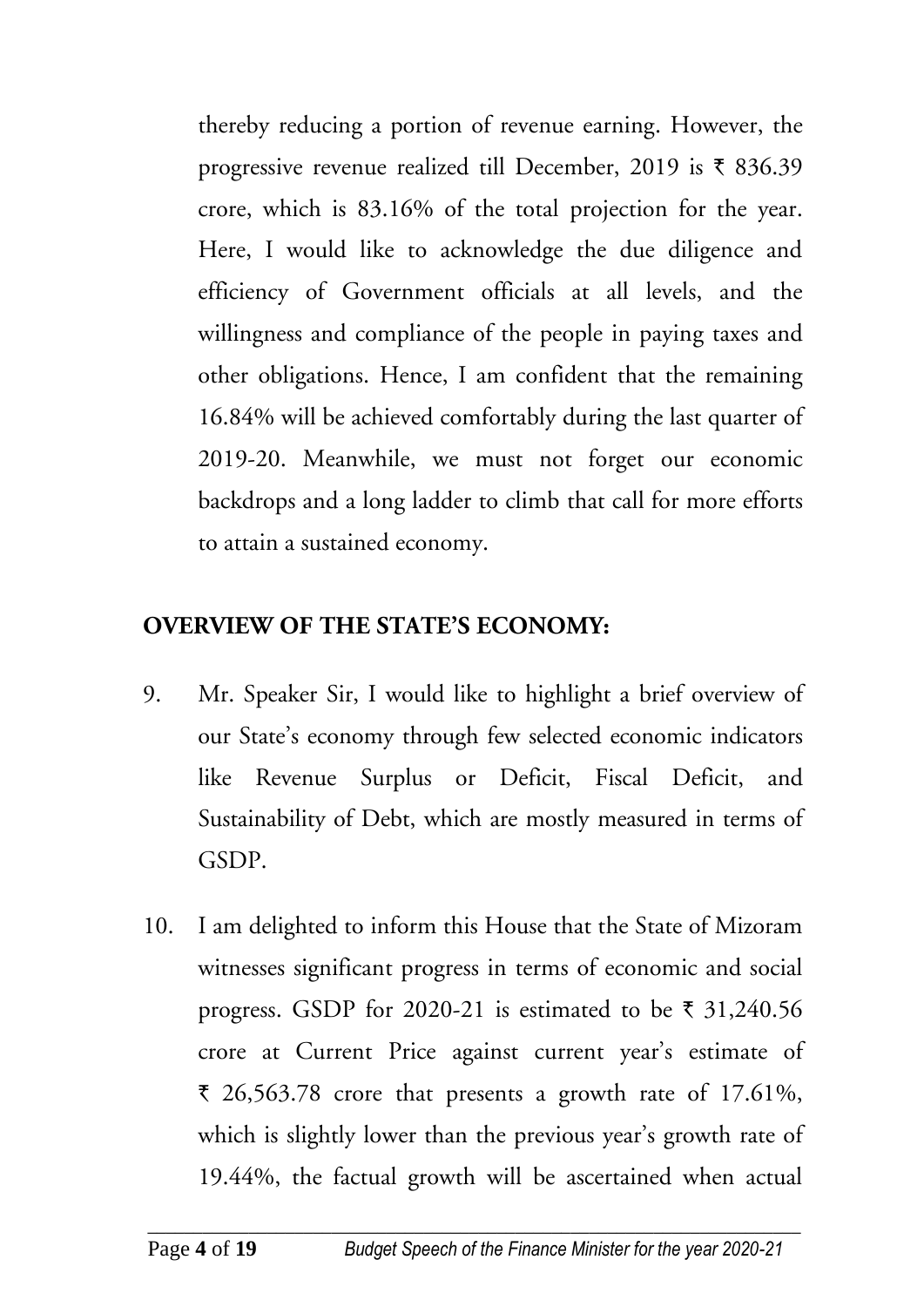thereby reducing a portion of revenue earning. However, the progressive revenue realized till December, 2019 is ₹ 836.39 crore, which is 83.16% of the total projection for the year. Here, I would like to acknowledge the due diligence and efficiency of Government officials at all levels, and the willingness and compliance of the people in paying taxes and other obligations. Hence, I am confident that the remaining 16.84% will be achieved comfortably during the last quarter of 2019-20. Meanwhile, we must not forget our economic backdrops and a long ladder to climb that call for more efforts to attain a sustained economy.

**OVERVIEW OF THE STATE'S ECONOMY:**

9. Mr. Speaker Sir, I would like to highlight a brief overview of our State's economy through few selected economic indicators like Revenue Surplus or Deficit, Fiscal Deficit, and Sustainability of Debt, which are mostly measured in terms of GSDP.

10. I am delighted to inform this House that the State of Mizoram witnesses significant progress in terms of economic and social progress. GSDP for 2020-21 is estimated to be ₹ 31,240.56 crore at Current Price against current year's estimate of ₹ 26,563.78 crore that presents a growth rate of 17.61%, which is slightly lower than the previous year's growth rate of 19.44%, the factual growth will be ascertained when actual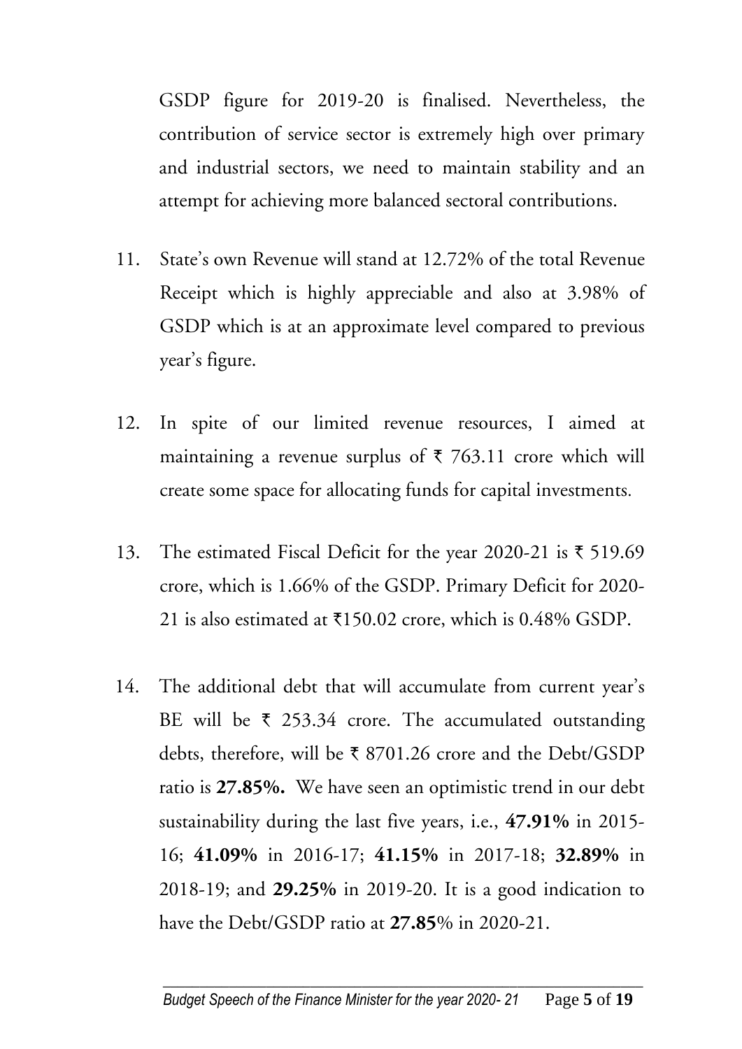GSDP figure for 2019-20 is finalised. Nevertheless, the contribution of service sector is extremely high over primary and industrial sectors, we need to maintain stability and an attempt for achieving more balanced sectoral contributions.

11. State's own Revenue will stand at 12.72% of the total Revenue Receipt which is highly appreciable and also at 3.98% of GSDP which is at an approximate level compared to previous year's figure.

12. In spite of our limited revenue resources, I aimed at maintaining a revenue surplus of ₹ 763.11 crore which will create some space for allocating funds for capital investments.

13. The estimated Fiscal Deficit for the year 2020-21 is ₹ 519.69 crore, which is 1.66% of the GSDP. Primary Deficit for 2020-21 is also estimated at ₹150.02 crore, which is 0.48% GSDP.

14. The additional debt that will accumulate from current year's BE will be ₹ 253.34 crore. The accumulated outstanding debts, therefore, will be ₹ 8701.26 crore and the Debt/GSDP ratio is **27.85%.** We have seen an optimistic trend in our debt sustainability during the last five years, i.e., **47.91%** in 2015-16; **41.09%** in 2016-17; **41.15%** in 2017-18; **32.89%** in 2018-19; and **29.25%** in 2019-20. It is a good indication to have the Debt/GSDP ratio at **27.85**% in 2020-21.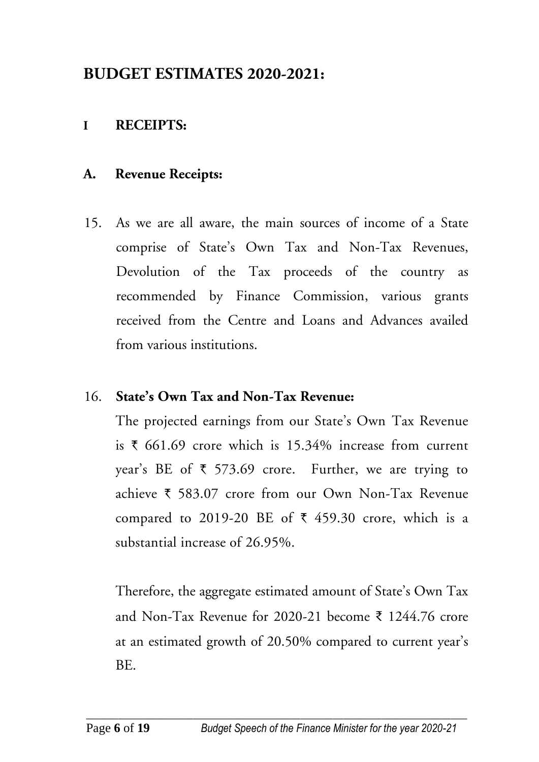## BUDGET ESTIMATES 2020-2021:

### I RECEIPTS:

### A. Revenue Receipts:

15. As we are all aware, the main sources of income of a State comprise of State's Own Tax and Non-Tax Revenues, Devolution of the Tax proceeds of the country as recommended by Finance Commission, various grants received from the Centre and Loans and Advances availed from various institutions.

16. **State's Own Tax and Non-Tax Revenue:**

    The projected earnings from our State's Own Tax Revenue is ₹ 661.69 crore which is 15.34% increase from current year's BE of ₹ 573.69 crore. Further, we are trying to achieve ₹ 583.07 crore from our Own Non-Tax Revenue compared to 2019-20 BE of ₹ 459.30 crore, which is a substantial increase of 26.95%.

    Therefore, the aggregate estimated amount of State's Own Tax and Non-Tax Revenue for 2020-21 become ₹ 1244.76 crore at an estimated growth of 20.50% compared to current year's BE.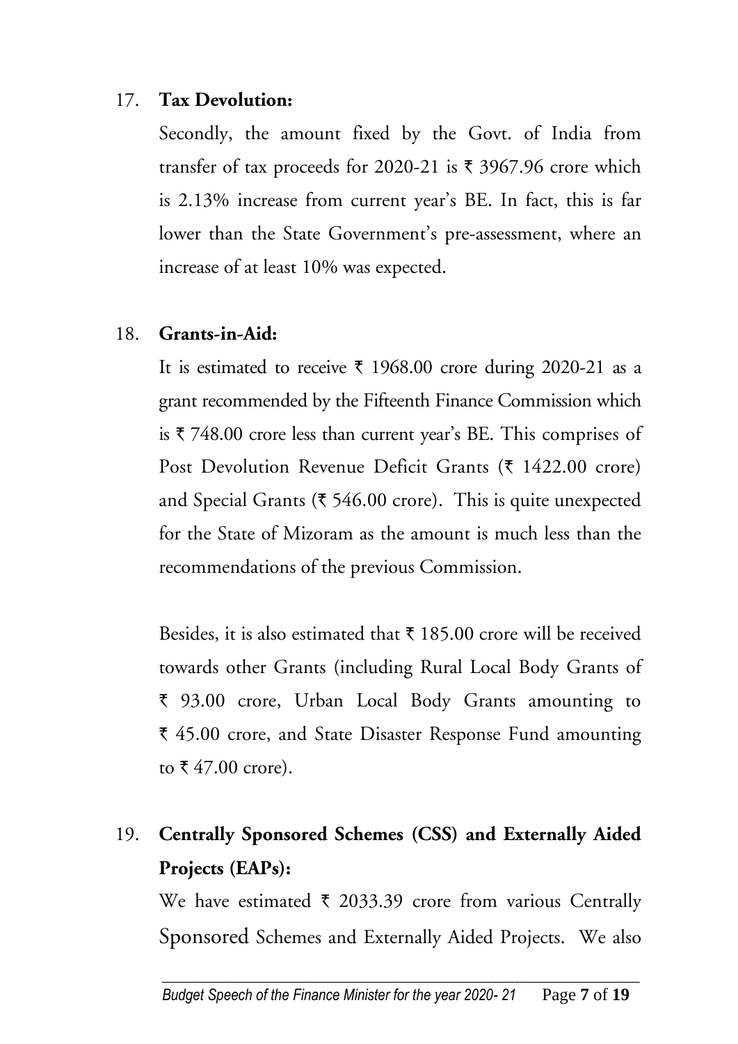17. **Tax Devolution:**

Secondly, the amount fixed by the Govt. of India from transfer of tax proceeds for 2020-21 is ₹ 3967.96 crore which is 2.13% increase from current year's BE. In fact, this is far lower than the State Government's pre-assessment, where an increase of at least 10% was expected.

18. **Grants-in-Aid:**

It is estimated to receive ₹ 1968.00 crore during 2020-21 as a grant recommended by the Fifteenth Finance Commission which is ₹ 748.00 crore less than current year's BE. This comprises of Post Devolution Revenue Deficit Grants (₹ 1422.00 crore) and Special Grants (₹ 546.00 crore). This is quite unexpected for the State of Mizoram as the amount is much less than the recommendations of the previous Commission.

Besides, it is also estimated that ₹ 185.00 crore will be received towards other Grants (including Rural Local Body Grants of ₹ 93.00 crore, Urban Local Body Grants amounting to ₹ 45.00 crore, and State Disaster Response Fund amounting to ₹ 47.00 crore).

19. **Centrally Sponsored Schemes (CSS) and Externally Aided Projects (EAPs):**

We have estimated ₹ 2033.39 crore from various Centrally Sponsored Schemes and Externally Aided Projects. We also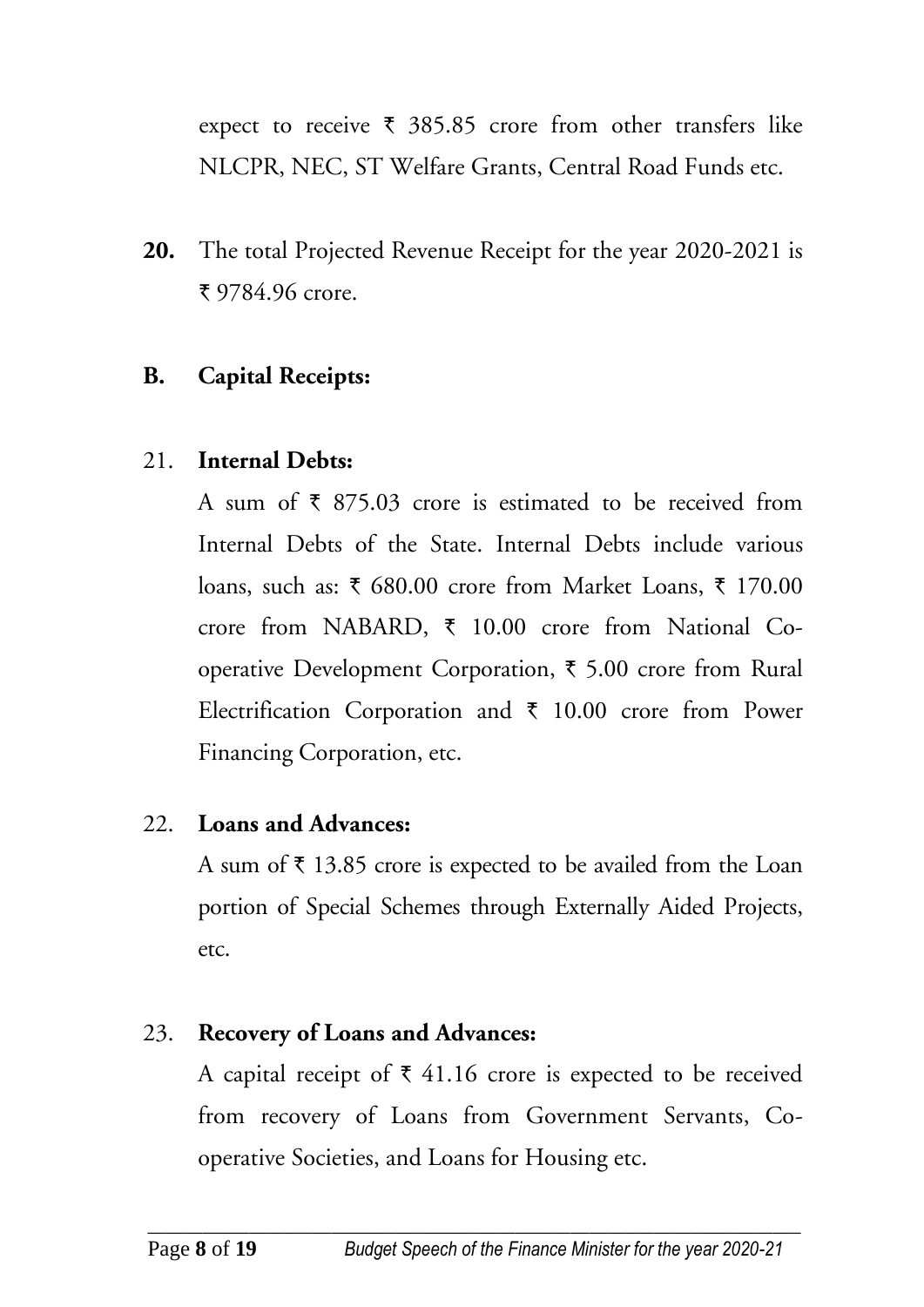expect to receive ₹ 385.85 crore from other transfers like NLCPR, NEC, ST Welfare Grants, Central Road Funds etc.

**20.** The total Projected Revenue Receipt for the year 2020-2021 is ₹ 9784.96 crore.

## B. Capital Receipts:

21. **Internal Debts:**

A sum of ₹ 875.03 crore is estimated to be received from Internal Debts of the State. Internal Debts include various loans, such as: ₹ 680.00 crore from Market Loans, ₹ 170.00 crore from NABARD, ₹ 10.00 crore from National Co-operative Development Corporation, ₹ 5.00 crore from Rural Electrification Corporation and ₹ 10.00 crore from Power Financing Corporation, etc.

22. **Loans and Advances:**

A sum of ₹ 13.85 crore is expected to be availed from the Loan portion of Special Schemes through Externally Aided Projects, etc.

23. **Recovery of Loans and Advances:**

A capital receipt of ₹ 41.16 crore is expected to be received from recovery of Loans from Government Servants, Co-operative Societies, and Loans for Housing etc.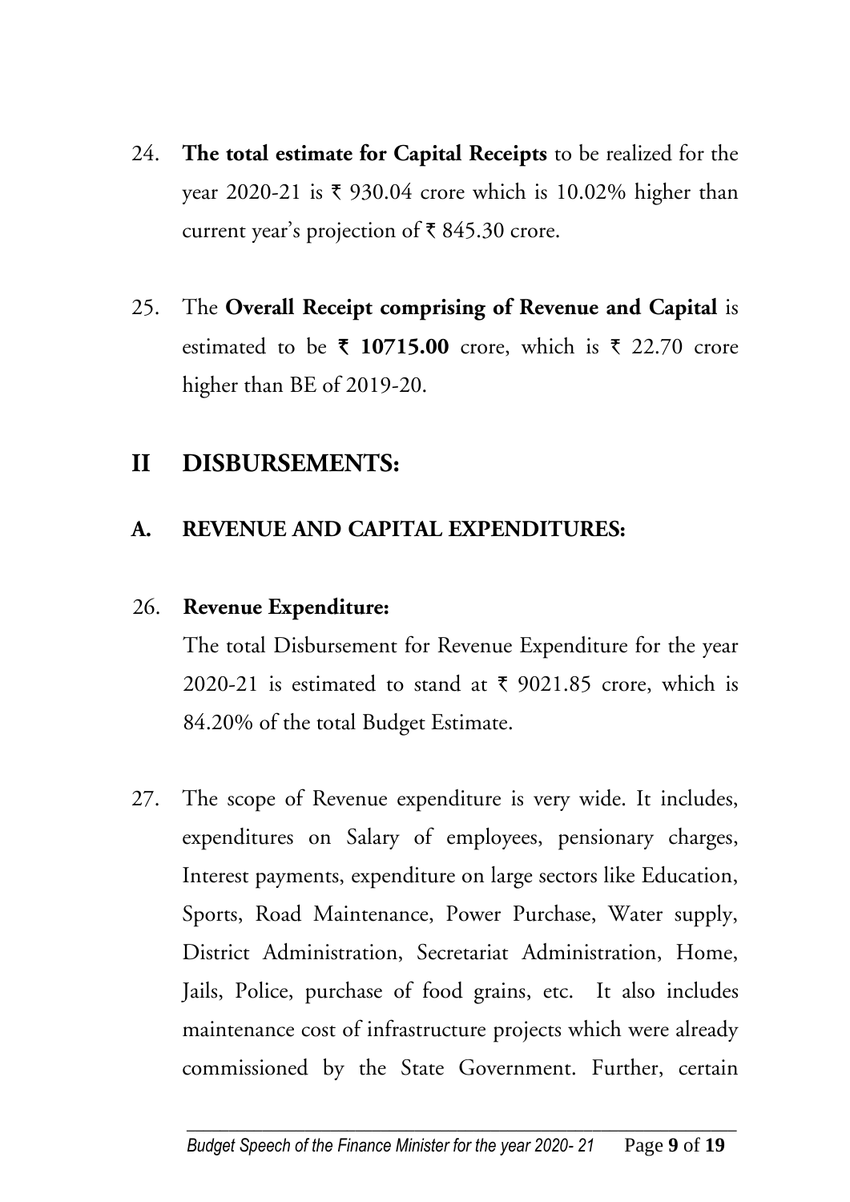24. **The total estimate for Capital Receipts** to be realized for the year 2020-21 is ₹ 930.04 crore which is 10.02% higher than current year's projection of ₹ 845.30 crore.

25. The **Overall Receipt comprising of Revenue and Capital** is estimated to be **₹ 10715.00** crore, which is ₹ 22.70 crore higher than BE of 2019-20.

## II DISBURSEMENTS:

### A. REVENUE AND CAPITAL EXPENDITURES:

26. **Revenue Expenditure:**

    The total Disbursement for Revenue Expenditure for the year 2020-21 is estimated to stand at ₹ 9021.85 crore, which is 84.20% of the total Budget Estimate.

27. The scope of Revenue expenditure is very wide. It includes, expenditures on Salary of employees, pensionary charges, Interest payments, expenditure on large sectors like Education, Sports, Road Maintenance, Power Purchase, Water supply, District Administration, Secretariat Administration, Home, Jails, Police, purchase of food grains, etc. It also includes maintenance cost of infrastructure projects which were already commissioned by the State Government. Further, certain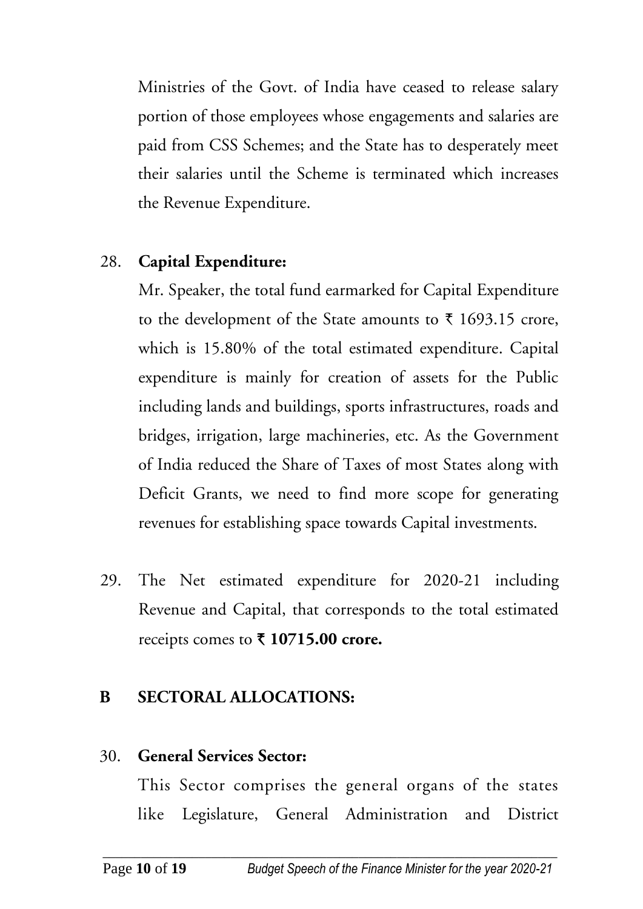Ministries of the Govt. of India have ceased to release salary portion of those employees whose engagements and salaries are paid from CSS Schemes; and the State has to desperately meet their salaries until the Scheme is terminated which increases the Revenue Expenditure.

28. **Capital Expenditure:**

Mr. Speaker, the total fund earmarked for Capital Expenditure to the development of the State amounts to ₹ 1693.15 crore, which is 15.80% of the total estimated expenditure. Capital expenditure is mainly for creation of assets for the Public including lands and buildings, sports infrastructures, roads and bridges, irrigation, large machineries, etc. As the Government of India reduced the Share of Taxes of most States along with Deficit Grants, we need to find more scope for generating revenues for establishing space towards Capital investments.

29. The Net estimated expenditure for 2020-21 including Revenue and Capital, that corresponds to the total estimated receipts comes to **₹ 10715.00 crore.**

## B SECTORAL ALLOCATIONS:

30. **General Services Sector:**

This Sector comprises the general organs of the states like Legislature, General Administration and District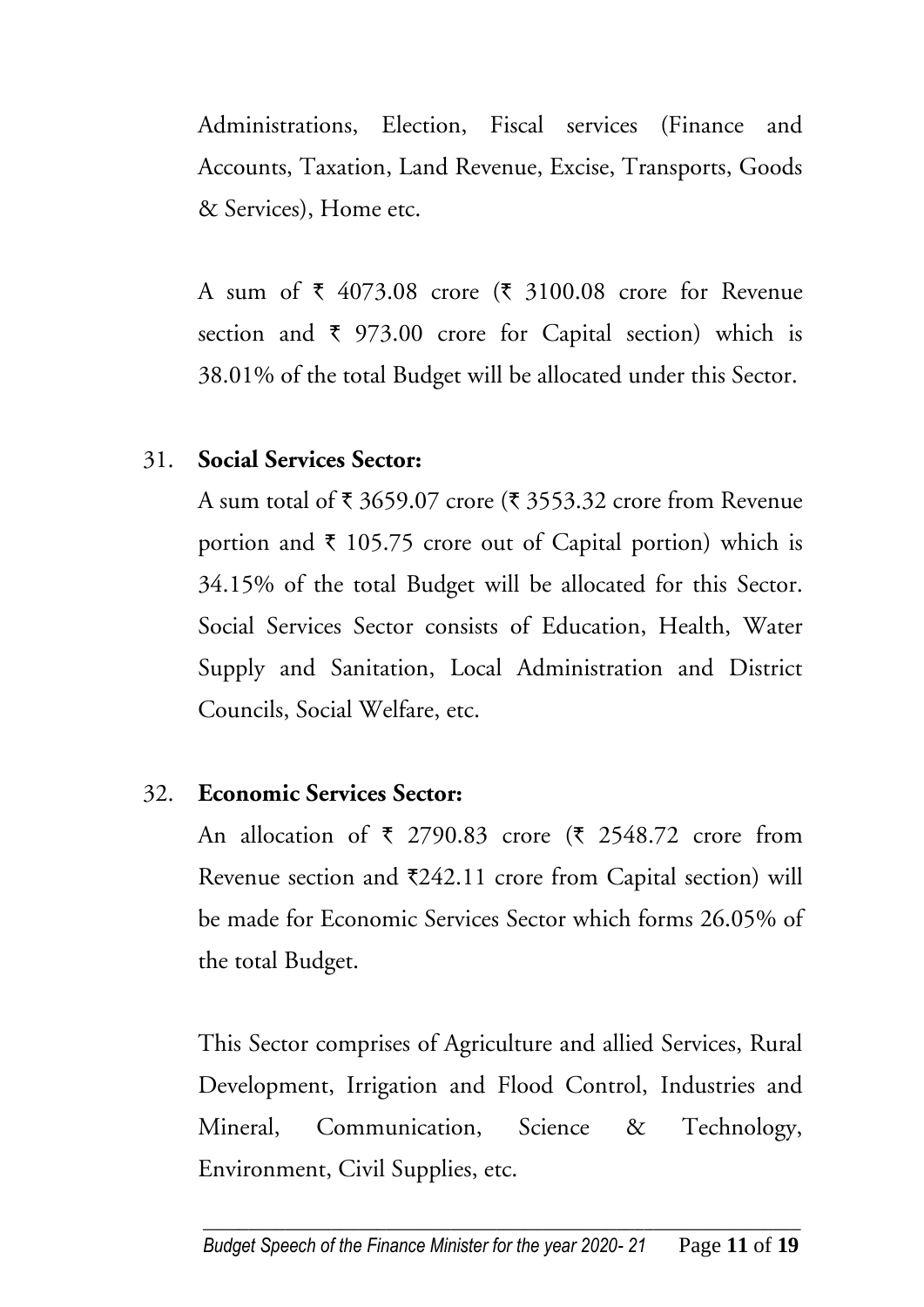Administrations, Election, Fiscal services (Finance and Accounts, Taxation, Land Revenue, Excise, Transports, Goods & Services), Home etc.

A sum of ₹ 4073.08 crore (₹ 3100.08 crore for Revenue section and ₹ 973.00 crore for Capital section) which is 38.01% of the total Budget will be allocated under this Sector.

31. **Social Services Sector:**

A sum total of ₹ 3659.07 crore (₹ 3553.32 crore from Revenue portion and ₹ 105.75 crore out of Capital portion) which is 34.15% of the total Budget will be allocated for this Sector. Social Services Sector consists of Education, Health, Water Supply and Sanitation, Local Administration and District Councils, Social Welfare, etc.

32. **Economic Services Sector:**

An allocation of ₹ 2790.83 crore (₹ 2548.72 crore from Revenue section and ₹242.11 crore from Capital section) will be made for Economic Services Sector which forms 26.05% of the total Budget.

This Sector comprises of Agriculture and allied Services, Rural Development, Irrigation and Flood Control, Industries and Mineral, Communication, Science & Technology, Environment, Civil Supplies, etc.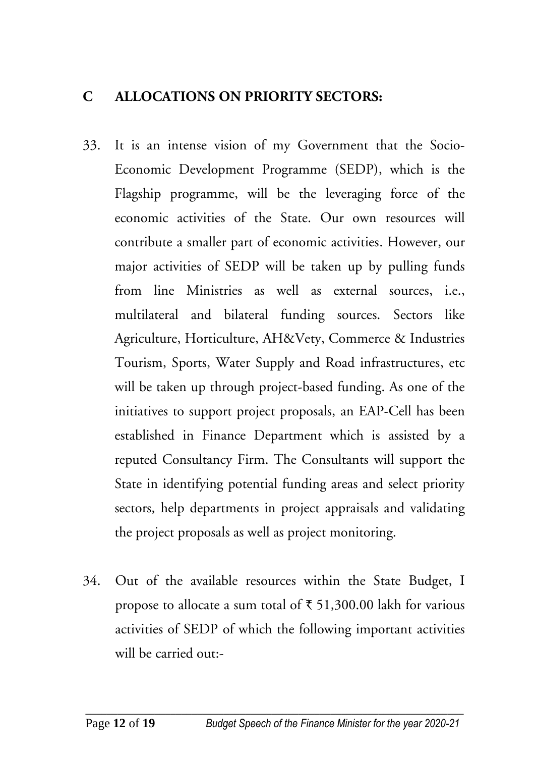## C ALLOCATIONS ON PRIORITY SECTORS:

33. It is an intense vision of my Government that the Socio-Economic Development Programme (SEDP), which is the Flagship programme, will be the leveraging force of the economic activities of the State. Our own resources will contribute a smaller part of economic activities. However, our major activities of SEDP will be taken up by pulling funds from line Ministries as well as external sources, i.e., multilateral and bilateral funding sources. Sectors like Agriculture, Horticulture, AH&Vety, Commerce & Industries Tourism, Sports, Water Supply and Road infrastructures, etc will be taken up through project-based funding. As one of the initiatives to support project proposals, an EAP-Cell has been established in Finance Department which is assisted by a reputed Consultancy Firm. The Consultants will support the State in identifying potential funding areas and select priority sectors, help departments in project appraisals and validating the project proposals as well as project monitoring.

34. Out of the available resources within the State Budget, I propose to allocate a sum total of ₹ 51,300.00 lakh for various activities of SEDP of which the following important activities will be carried out:-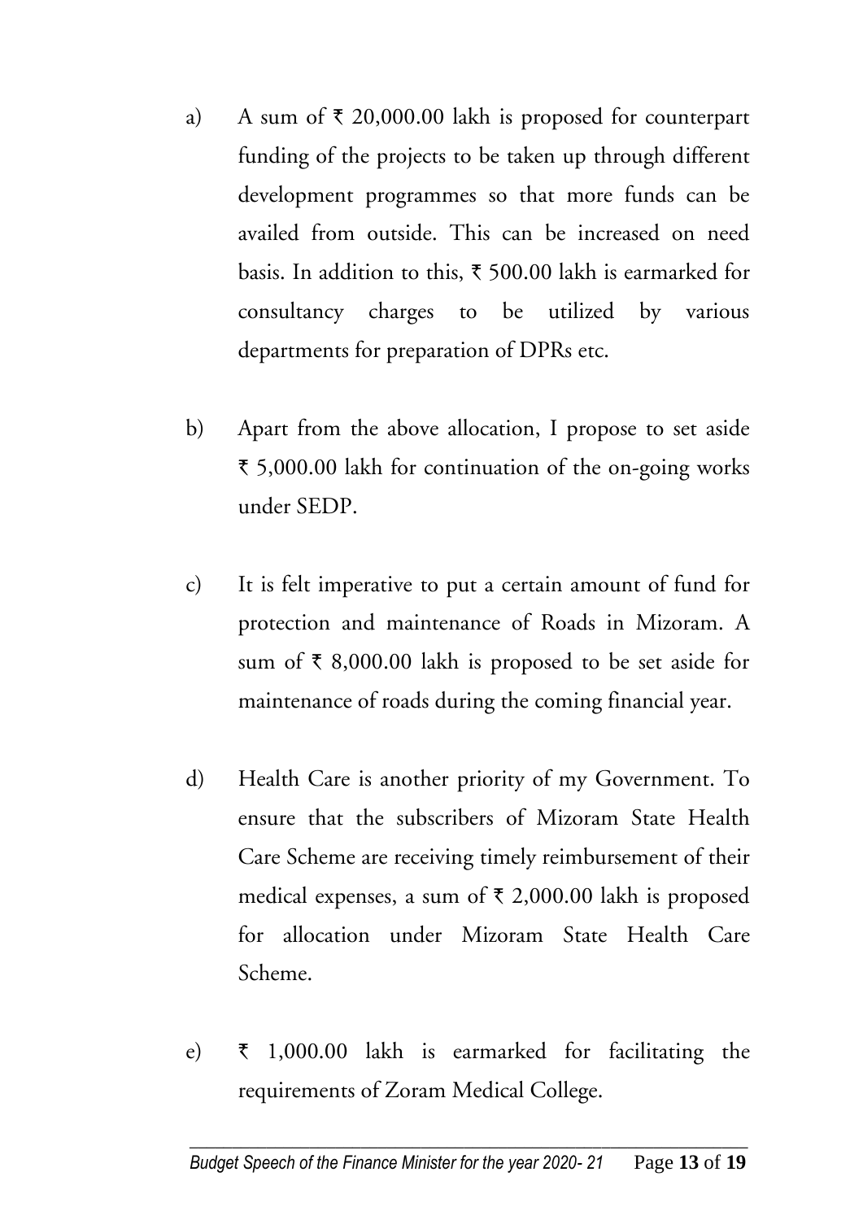a) A sum of ₹ 20,000.00 lakh is proposed for counterpart funding of the projects to be taken up through different development programmes so that more funds can be availed from outside. This can be increased on need basis. In addition to this, ₹ 500.00 lakh is earmarked for consultancy charges to be utilized by various departments for preparation of DPRs etc.

b) Apart from the above allocation, I propose to set aside ₹ 5,000.00 lakh for continuation of the on-going works under SEDP.

c) It is felt imperative to put a certain amount of fund for protection and maintenance of Roads in Mizoram. A sum of ₹ 8,000.00 lakh is proposed to be set aside for maintenance of roads during the coming financial year.

d) Health Care is another priority of my Government. To ensure that the subscribers of Mizoram State Health Care Scheme are receiving timely reimbursement of their medical expenses, a sum of ₹ 2,000.00 lakh is proposed for allocation under Mizoram State Health Care Scheme.

e) ₹ 1,000.00 lakh is earmarked for facilitating the requirements of Zoram Medical College.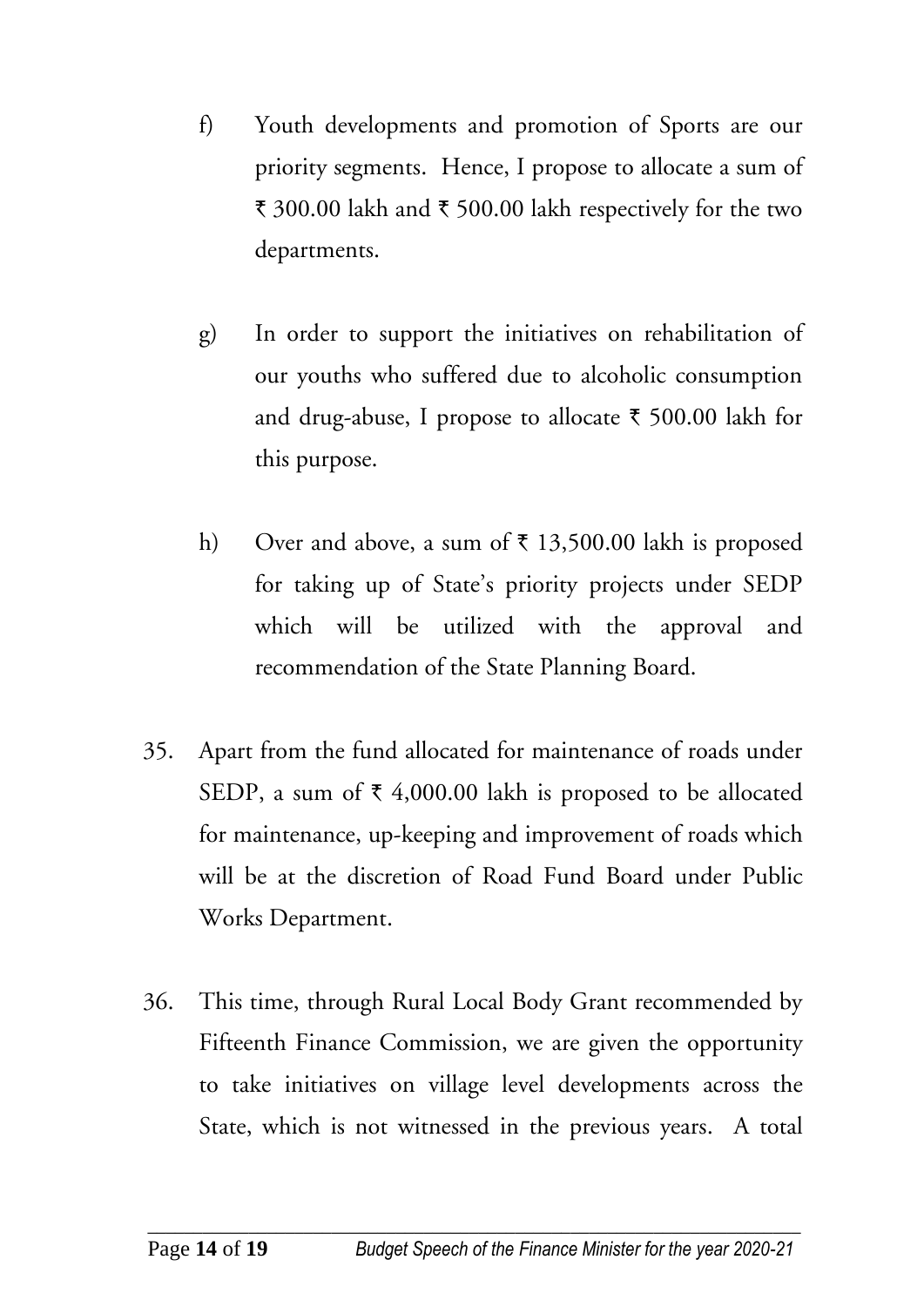f) Youth developments and promotion of Sports are our priority segments. Hence, I propose to allocate a sum of ₹ 300.00 lakh and ₹ 500.00 lakh respectively for the two departments.

g) In order to support the initiatives on rehabilitation of our youths who suffered due to alcoholic consumption and drug-abuse, I propose to allocate ₹ 500.00 lakh for this purpose.

h) Over and above, a sum of ₹ 13,500.00 lakh is proposed for taking up of State's priority projects under SEDP which will be utilized with the approval and recommendation of the State Planning Board.

35. Apart from the fund allocated for maintenance of roads under SEDP, a sum of ₹ 4,000.00 lakh is proposed to be allocated for maintenance, up-keeping and improvement of roads which will be at the discretion of Road Fund Board under Public Works Department.

36. This time, through Rural Local Body Grant recommended by Fifteenth Finance Commission, we are given the opportunity to take initiatives on village level developments across the State, which is not witnessed in the previous years. A total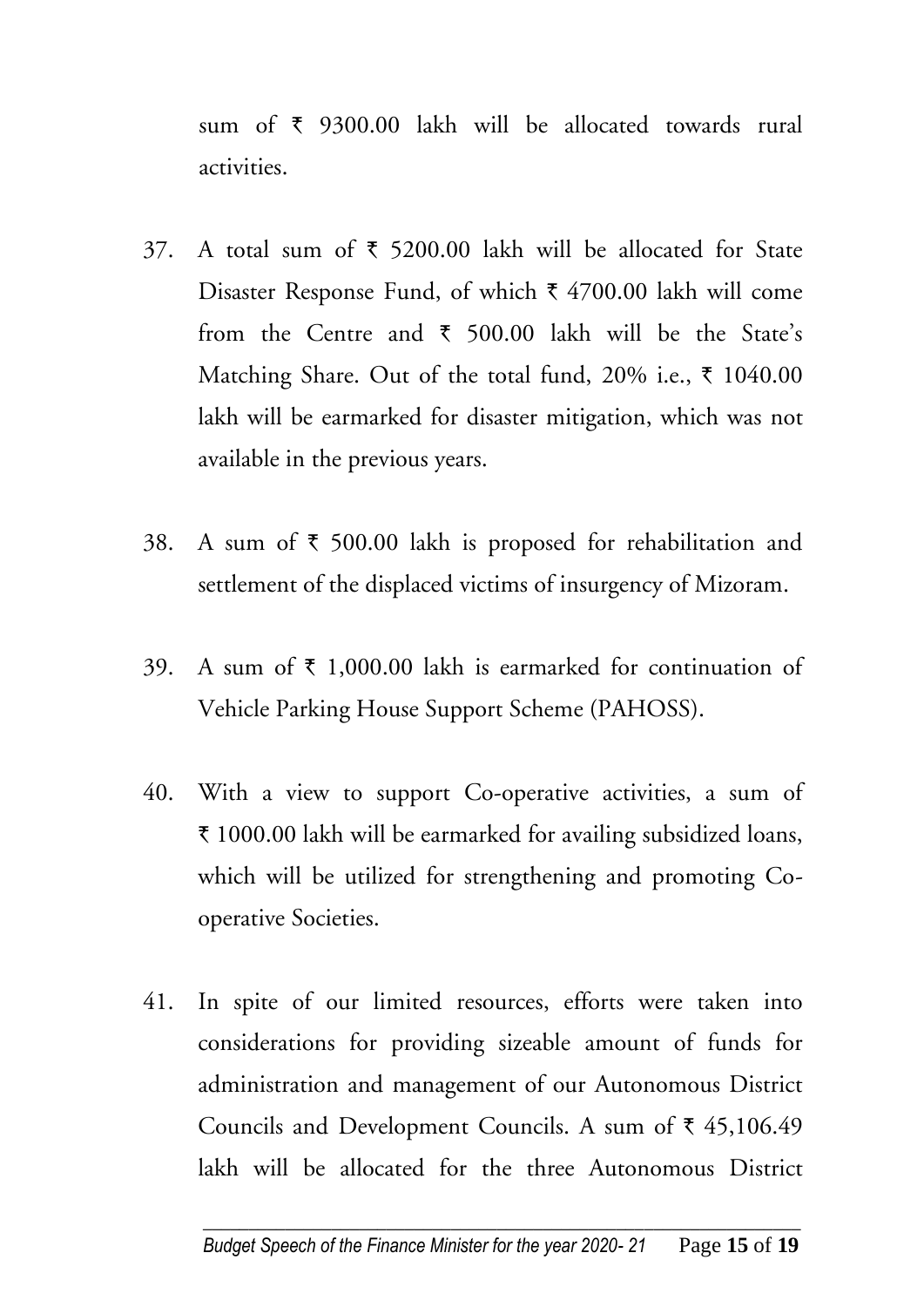sum of ₹ 9300.00 lakh will be allocated towards rural activities.

37. A total sum of ₹ 5200.00 lakh will be allocated for State Disaster Response Fund, of which ₹ 4700.00 lakh will come from the Centre and ₹ 500.00 lakh will be the State's Matching Share. Out of the total fund, 20% i.e., ₹ 1040.00 lakh will be earmarked for disaster mitigation, which was not available in the previous years.

38. A sum of ₹ 500.00 lakh is proposed for rehabilitation and settlement of the displaced victims of insurgency of Mizoram.

39. A sum of ₹ 1,000.00 lakh is earmarked for continuation of Vehicle Parking House Support Scheme (PAHOSS).

40. With a view to support Co-operative activities, a sum of ₹ 1000.00 lakh will be earmarked for availing subsidized loans, which will be utilized for strengthening and promoting Co-operative Societies.

41. In spite of our limited resources, efforts were taken into considerations for providing sizeable amount of funds for administration and management of our Autonomous District Councils and Development Councils. A sum of ₹ 45,106.49 lakh will be allocated for the three Autonomous District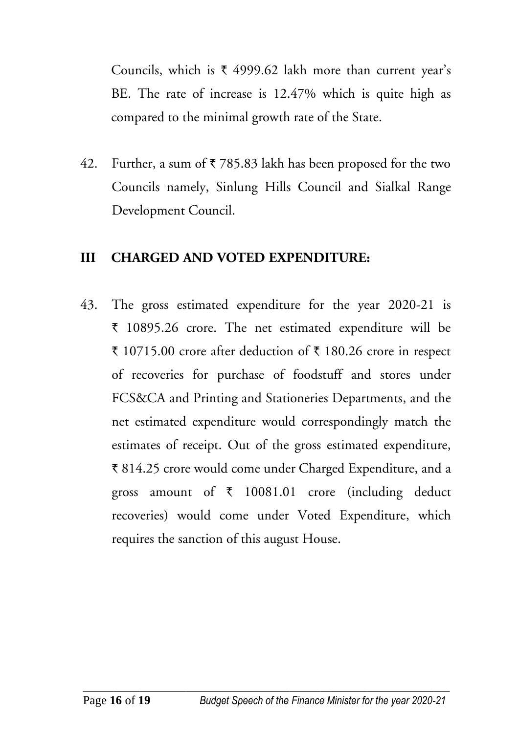Councils, which is ₹ 4999.62 lakh more than current year's BE. The rate of increase is 12.47% which is quite high as compared to the minimal growth rate of the State.

42. Further, a sum of ₹ 785.83 lakh has been proposed for the two Councils namely, Sinlung Hills Council and Sialkal Range Development Council.

## III CHARGED AND VOTED EXPENDITURE:

43. The gross estimated expenditure for the year 2020-21 is ₹ 10895.26 crore. The net estimated expenditure will be ₹ 10715.00 crore after deduction of ₹ 180.26 crore in respect of recoveries for purchase of foodstuff and stores under FCS&CA and Printing and Stationeries Departments, and the net estimated expenditure would correspondingly match the estimates of receipt. Out of the gross estimated expenditure, ₹ 814.25 crore would come under Charged Expenditure, and a gross amount of ₹ 10081.01 crore (including deduct recoveries) would come under Voted Expenditure, which requires the sanction of this august House.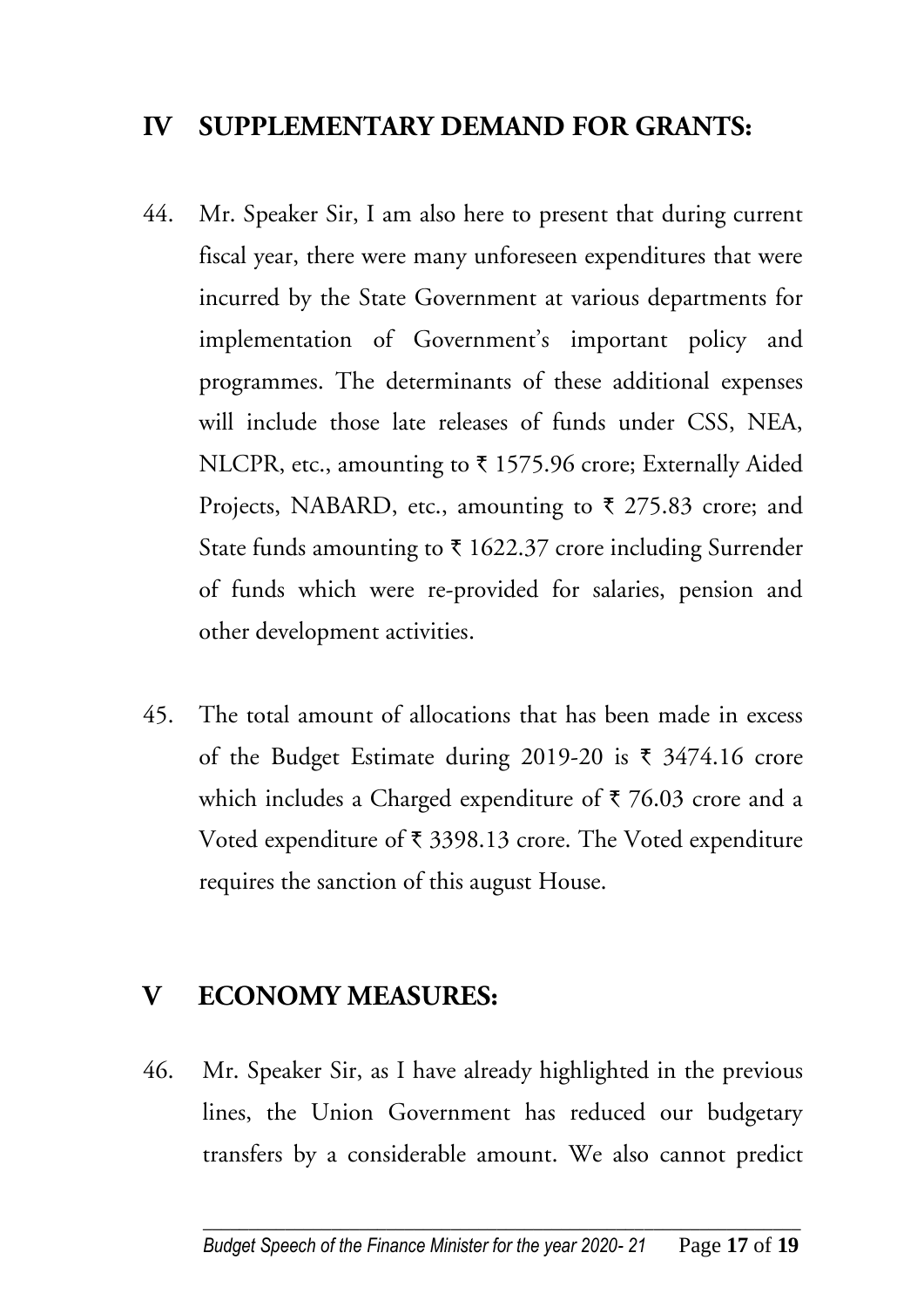## IV SUPPLEMENTARY DEMAND FOR GRANTS:

44. Mr. Speaker Sir, I am also here to present that during current fiscal year, there were many unforeseen expenditures that were incurred by the State Government at various departments for implementation of Government's important policy and programmes. The determinants of these additional expenses will include those late releases of funds under CSS, NEA, NLCPR, etc., amounting to ₹ 1575.96 crore; Externally Aided Projects, NABARD, etc., amounting to ₹ 275.83 crore; and State funds amounting to ₹ 1622.37 crore including Surrender of funds which were re-provided for salaries, pension and other development activities.

45. The total amount of allocations that has been made in excess of the Budget Estimate during 2019-20 is ₹ 3474.16 crore which includes a Charged expenditure of ₹ 76.03 crore and a Voted expenditure of ₹ 3398.13 crore. The Voted expenditure requires the sanction of this august House.

## V ECONOMY MEASURES:

46. Mr. Speaker Sir, as I have already highlighted in the previous lines, the Union Government has reduced our budgetary transfers by a considerable amount. We also cannot predict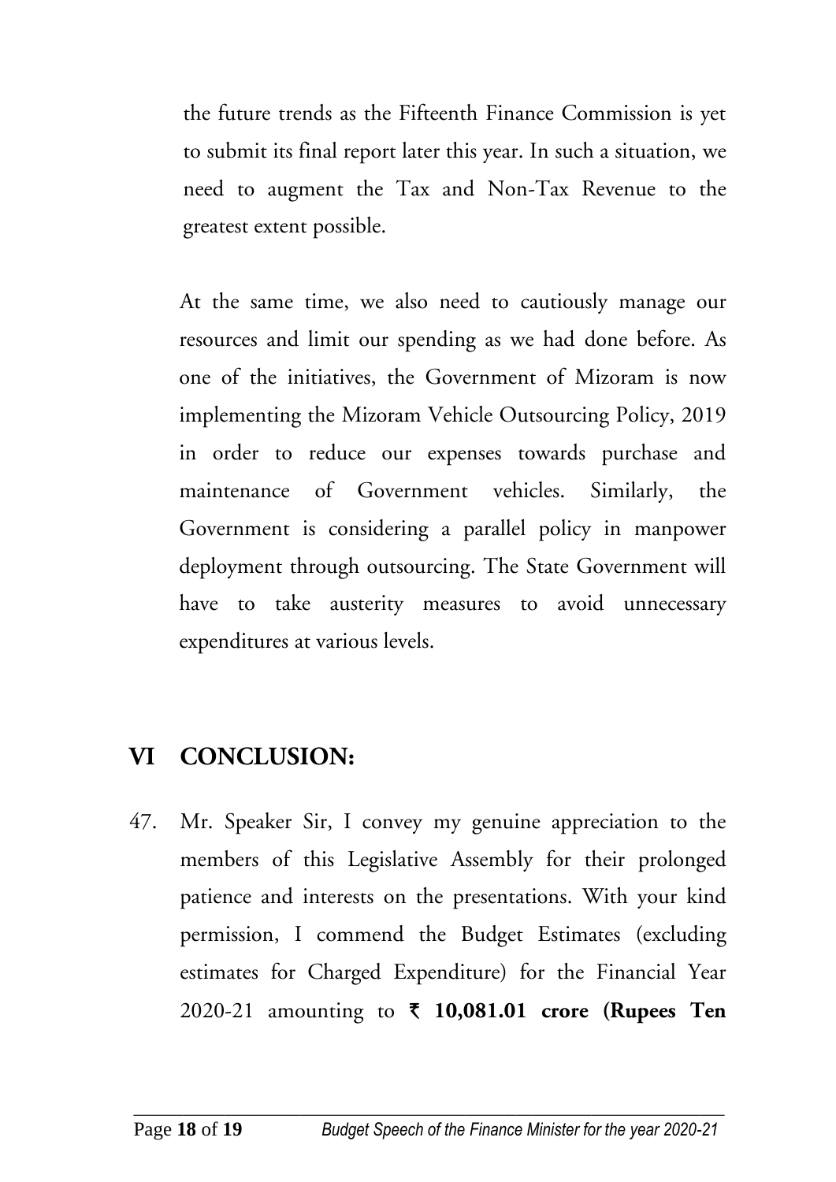the future trends as the Fifteenth Finance Commission is yet to submit its final report later this year. In such a situation, we need to augment the Tax and Non-Tax Revenue to the greatest extent possible.

At the same time, we also need to cautiously manage our resources and limit our spending as we had done before. As one of the initiatives, the Government of Mizoram is now implementing the Mizoram Vehicle Outsourcing Policy, 2019 in order to reduce our expenses towards purchase and maintenance of Government vehicles. Similarly, the Government is considering a parallel policy in manpower deployment through outsourcing. The State Government will have to take austerity measures to avoid unnecessary expenditures at various levels.

## VI CONCLUSION:

47. Mr. Speaker Sir, I convey my genuine appreciation to the members of this Legislative Assembly for their prolonged patience and interests on the presentations. With your kind permission, I commend the Budget Estimates (excluding estimates for Charged Expenditure) for the Financial Year 2020-21 amounting to **₹ 10,081.01 crore (Rupees Ten**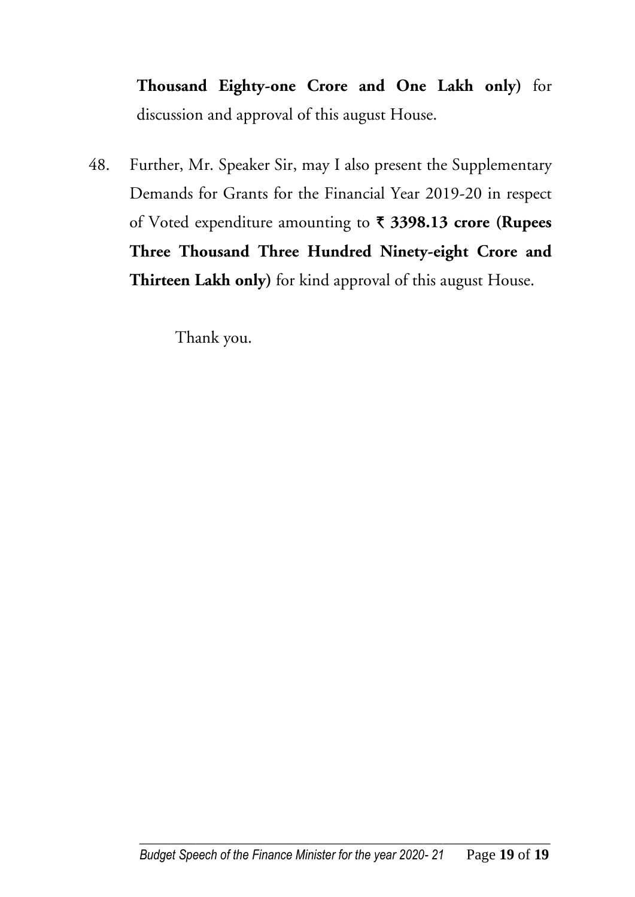**Thousand Eighty-one Crore and One Lakh only)** for discussion and approval of this august House.

48. Further, Mr. Speaker Sir, may I also present the Supplementary Demands for Grants for the Financial Year 2019-20 in respect of Voted expenditure amounting to **₹ 3398.13 crore (Rupees Three Thousand Three Hundred Ninety-eight Crore and Thirteen Lakh only)** for kind approval of this august House.

Thank you.